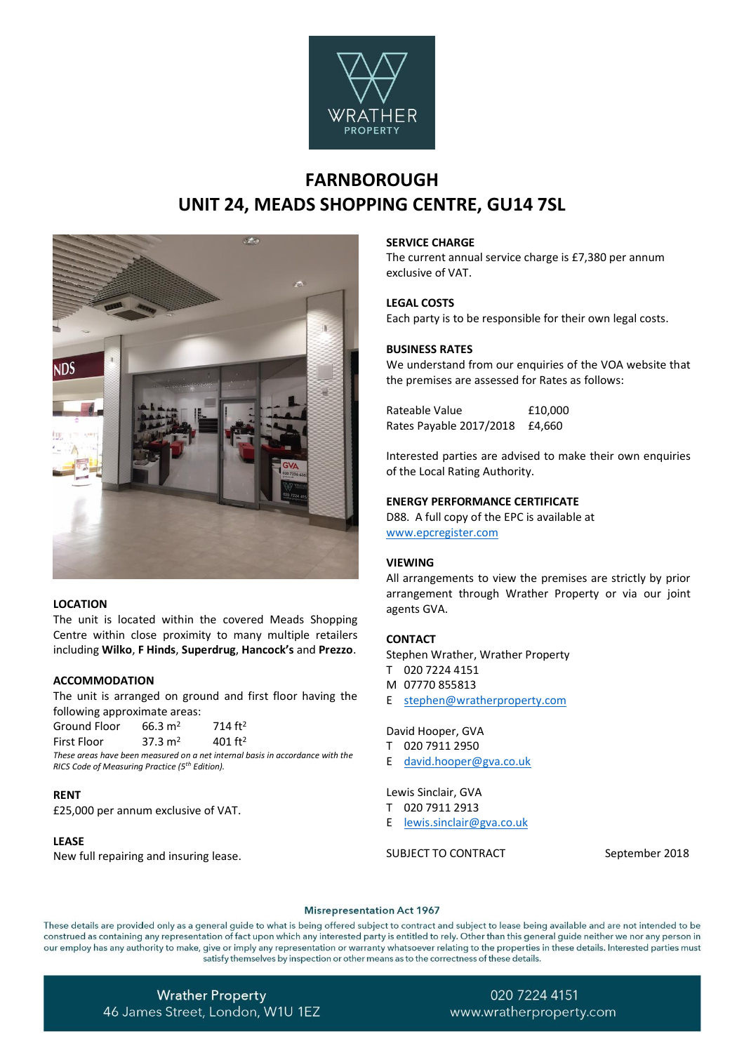# FARNBOROUGH
# UNIT 24, MEADS SHOPPING CENTRE, GU14 7SL

## LOCATION

The unit is located within the covered Meads Shopping Centre within close proximity to many multiple retailers including **Wilko**, **F Hinds**, **Superdrug**, **Hancock's** and **Prezzo**.

## ACCOMMODATION

The unit is arranged on ground and first floor having the following approximate areas:

| | | |
|---|---|---|
| Ground Floor | 66.3 m² | 714 ft² |
| First Floor | 37.3 m² | 401 ft² |

*These areas have been measured on a net internal basis in accordance with the RICS Code of Measuring Practice (5th Edition).*

## RENT

£25,000 per annum exclusive of VAT.

## LEASE

New full repairing and insuring lease.

## SERVICE CHARGE

The current annual service charge is £7,380 per annum exclusive of VAT.

## LEGAL COSTS

Each party is to be responsible for their own legal costs.

## BUSINESS RATES

We understand from our enquiries of the VOA website that the premises are assessed for Rates as follows:

| | |
|---|---|
| Rateable Value | £10,000 |
| Rates Payable 2017/2018 | £4,660 |

Interested parties are advised to make their own enquiries of the Local Rating Authority.

## ENERGY PERFORMANCE CERTIFICATE

D88. A full copy of the EPC is available at www.epcregister.com

## VIEWING

All arrangements to view the premises are strictly by prior arrangement through Wrather Property or via our joint agents GVA.

## CONTACT

Stephen Wrather, Wrather Property
T 020 7224 4151
M 07770 855813
E stephen@wratherproperty.com

David Hooper, GVA
T 020 7911 2950
E david.hooper@gva.co.uk

Lewis Sinclair, GVA
T 020 7911 2913
E lewis.sinclair@gva.co.uk

SUBJECT TO CONTRACT September 2018

**Misrepresentation Act 1967**

These details are provided only as a general guide to what is being offered subject to contract and subject to lease being available and are not intended to be construed as containing any representation of fact upon which any interested party is entitled to rely. Other than this general guide neither we nor any person in our employ has any authority to make, give or imply any representation or warranty whatsoever relating to the properties in these details. Interested parties must satisfy themselves by inspection or other means as to the correctness of these details.

Wrather Property
46 James Street, London, W1U 1EZ

020 7224 4151
www.wratherproperty.com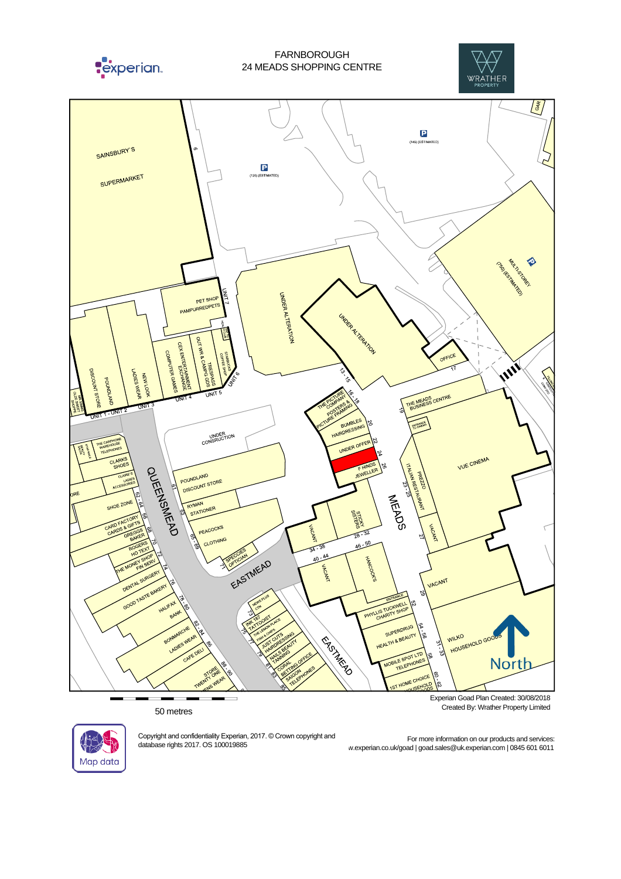FARNBOROUGH
24 MEADS SHOPPING CENTRE

SAINSBURY'S SUPERMARKET

(120) (ESTIMATED)

(145) (ESTIMATED)

MULTI-STOREY (750) (ESTIMATED)

PET SHOP PAMPURREDPETS

UNIT 7

UNDER ALTERATION

UNDER ALTERATION

DISCOUNT STORE POUNDLAND

LADIES WEAR NEW LOOK

COMPUTER GAMES CEX ENTERTAINMENT EXCHANGE

OUT WR & CAMPG GDS TRESPASS

COFFEE SHOP STARBUCKS

UNIT 1 - UNIT 2

UNIT 3

UNIT 4

UNIT 5

UNIT 6

OFFICE

17

13 - 15

16 - 18

19

THE PICTURE COMPANY POSTERS & PICTURE FRAMING

BUMBLES HAIRDRESSING

20

UNDER OFFER

22

24

26

F HINDS JEWELLER

THE MEADS BUSINESS CENTRE

ENTRANCE TO CINEMA

VUE CINEMA

ITALIAN RESTAURANT PREZZO

23 - 25

MEADS

UNDER CONSTRUCTION

THE CARPHONE WAREHOUSE TELEPHONES

CLARKS SHOES

CLAIRE'S LADIES ACCESSORIES

SHOE ZONE

CARD FACTORY CARDS & GIFTS

GREGGS BAKER

ROGERS HO TEXT

THE MONEY SHOP FIN SERV

DENTAL SURGERY

GOOD TASTE BAKERY

HALIFAX BANK

BONMARCHE LADIES WEAR

CAFE DELI

STORE TWENTY ONE MENS WEAR

QUEENSMEAD

61

62 - 64

63

65 - 69

66

68

70

71

72

74

76

78 - 80

82 - 84

86

88 - 90

POUNDLAND DISCOUNT STORE

RYMAN STATIONER

PEACOCKS CLOTHING

SPECSAVERS OPTICIAN

EASTMEAD

VACANT

STICKY SISTERS

28 - 32

34 - 38

40 - 44

46 - 50

VACANT

HANCOCK'S

VACANT

27

29

VACANT

ENTRANCE

PHYLLIS TUCKWELL CHARITY SHOP

52

SUPERDRUG HEALTH & BEAUTY

54 - 56

MOBILE SPOT LTD TELEPHONES

58

1ST HOME CHOICE HOUSEHOLD GOODS

60 - 62

WILKO HOUSEHOLD GOODS

31 - 33

NEWS PLUS CTN

INK 187 TATTOOIST

THE LEMON PLACE FISH & CHIPS

JUST CUTS HAIRDRESSING

NAILS BEAUTY TANNING

CORAL BETTING OFFICE

SAIGON TELEPHONES

73

75

77

79

81

83

85

EASTMEAD

North

50 metres

Experian Goad Plan Created: 30/08/2018
Created By: Wrather Property Limited

Map data

Copyright and confidentiality Experian, 2017. © Crown copyright and database rights 2017. OS 100019885

For more information on our products and services:
www.experian.co.uk/goad | goad.sales@uk.experian.com | 0845 601 6011